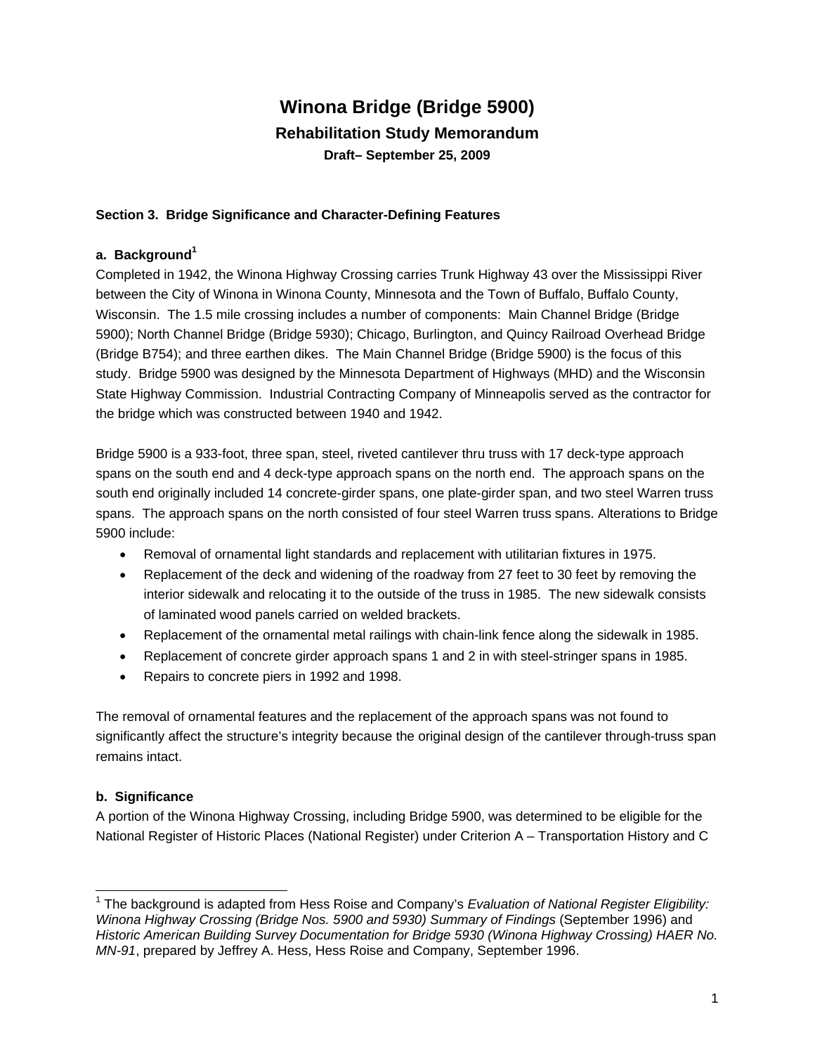# Winona Bridge (Bridge 5900)

## Rehabilitation Study Memorandum

**Draft– September 25, 2009**

**Section 3. Bridge Significance and Character-Defining Features**

**a. Background[1]**

Completed in 1942, the Winona Highway Crossing carries Trunk Highway 43 over the Mississippi River between the City of Winona in Winona County, Minnesota and the Town of Buffalo, Buffalo County, Wisconsin. The 1.5 mile crossing includes a number of components: Main Channel Bridge (Bridge 5900); North Channel Bridge (Bridge 5930); Chicago, Burlington, and Quincy Railroad Overhead Bridge (Bridge B754); and three earthen dikes. The Main Channel Bridge (Bridge 5900) is the focus of this study. Bridge 5900 was designed by the Minnesota Department of Highways (MHD) and the Wisconsin State Highway Commission. Industrial Contracting Company of Minneapolis served as the contractor for the bridge which was constructed between 1940 and 1942.

Bridge 5900 is a 933-foot, three span, steel, riveted cantilever thru truss with 17 deck-type approach spans on the south end and 4 deck-type approach spans on the north end. The approach spans on the south end originally included 14 concrete-girder spans, one plate-girder span, and two steel Warren truss spans. The approach spans on the north consisted of four steel Warren truss spans. Alterations to Bridge 5900 include:

- Removal of ornamental light standards and replacement with utilitarian fixtures in 1975.
- Replacement of the deck and widening of the roadway from 27 feet to 30 feet by removing the interior sidewalk and relocating it to the outside of the truss in 1985. The new sidewalk consists of laminated wood panels carried on welded brackets.
- Replacement of the ornamental metal railings with chain-link fence along the sidewalk in 1985.
- Replacement of concrete girder approach spans 1 and 2 in with steel-stringer spans in 1985.
- Repairs to concrete piers in 1992 and 1998.

The removal of ornamental features and the replacement of the approach spans was not found to significantly affect the structure's integrity because the original design of the cantilever through-truss span remains intact.

**b. Significance**

A portion of the Winona Highway Crossing, including Bridge 5900, was determined to be eligible for the National Register of Historic Places (National Register) under Criterion A – Transportation History and C

---

[1] The background is adapted from Hess Roise and Company's *Evaluation of National Register Eligibility: Winona Highway Crossing (Bridge Nos. 5900 and 5930) Summary of Findings* (September 1996) and *Historic American Building Survey Documentation for Bridge 5930 (Winona Highway Crossing) HAER No. MN-91*, prepared by Jeffrey A. Hess, Hess Roise and Company, September 1996.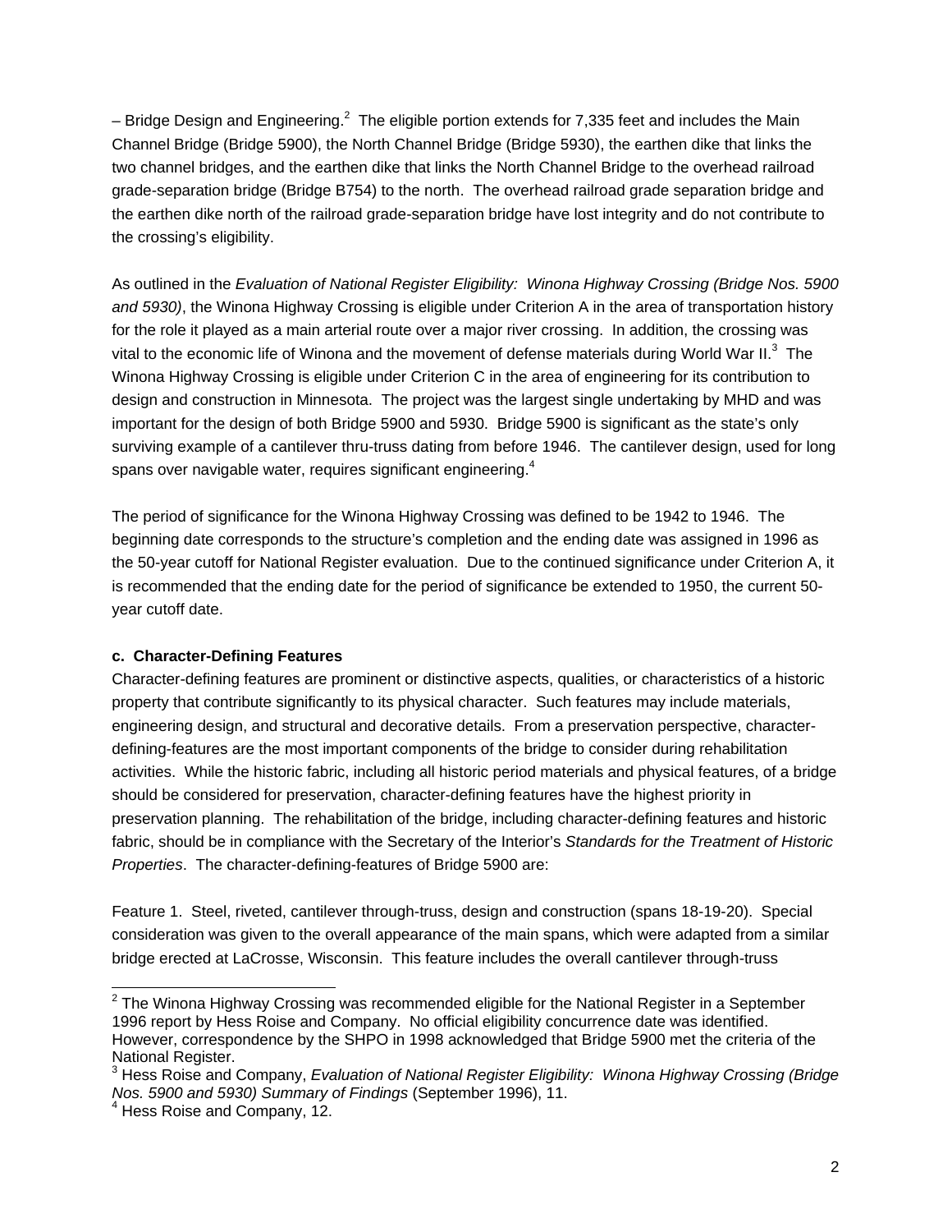– Bridge Design and Engineering.[2] The eligible portion extends for 7,335 feet and includes the Main Channel Bridge (Bridge 5900), the North Channel Bridge (Bridge 5930), the earthen dike that links the two channel bridges, and the earthen dike that links the North Channel Bridge to the overhead railroad grade-separation bridge (Bridge B754) to the north. The overhead railroad grade separation bridge and the earthen dike north of the railroad grade-separation bridge have lost integrity and do not contribute to the crossing's eligibility.

As outlined in the *Evaluation of National Register Eligibility: Winona Highway Crossing (Bridge Nos. 5900 and 5930)*, the Winona Highway Crossing is eligible under Criterion A in the area of transportation history for the role it played as a main arterial route over a major river crossing. In addition, the crossing was vital to the economic life of Winona and the movement of defense materials during World War II.[3] The Winona Highway Crossing is eligible under Criterion C in the area of engineering for its contribution to design and construction in Minnesota. The project was the largest single undertaking by MHD and was important for the design of both Bridge 5900 and 5930. Bridge 5900 is significant as the state's only surviving example of a cantilever thru-truss dating from before 1946. The cantilever design, used for long spans over navigable water, requires significant engineering.[4]

The period of significance for the Winona Highway Crossing was defined to be 1942 to 1946. The beginning date corresponds to the structure's completion and the ending date was assigned in 1996 as the 50-year cutoff for National Register evaluation. Due to the continued significance under Criterion A, it is recommended that the ending date for the period of significance be extended to 1950, the current 50-year cutoff date.

**c. Character-Defining Features**

Character-defining features are prominent or distinctive aspects, qualities, or characteristics of a historic property that contribute significantly to its physical character. Such features may include materials, engineering design, and structural and decorative details. From a preservation perspective, character-defining-features are the most important components of the bridge to consider during rehabilitation activities. While the historic fabric, including all historic period materials and physical features, of a bridge should be considered for preservation, character-defining features have the highest priority in preservation planning. The rehabilitation of the bridge, including character-defining features and historic fabric, should be in compliance with the Secretary of the Interior's *Standards for the Treatment of Historic Properties*. The character-defining-features of Bridge 5900 are:

Feature 1. Steel, riveted, cantilever through-truss, design and construction (spans 18-19-20). Special consideration was given to the overall appearance of the main spans, which were adapted from a similar bridge erected at LaCrosse, Wisconsin. This feature includes the overall cantilever through-truss

---

[2] The Winona Highway Crossing was recommended eligible for the National Register in a September 1996 report by Hess Roise and Company. No official eligibility concurrence date was identified. However, correspondence by the SHPO in 1998 acknowledged that Bridge 5900 met the criteria of the National Register.

[3] Hess Roise and Company, *Evaluation of National Register Eligibility: Winona Highway Crossing (Bridge Nos. 5900 and 5930) Summary of Findings* (September 1996), 11.

[4] Hess Roise and Company, 12.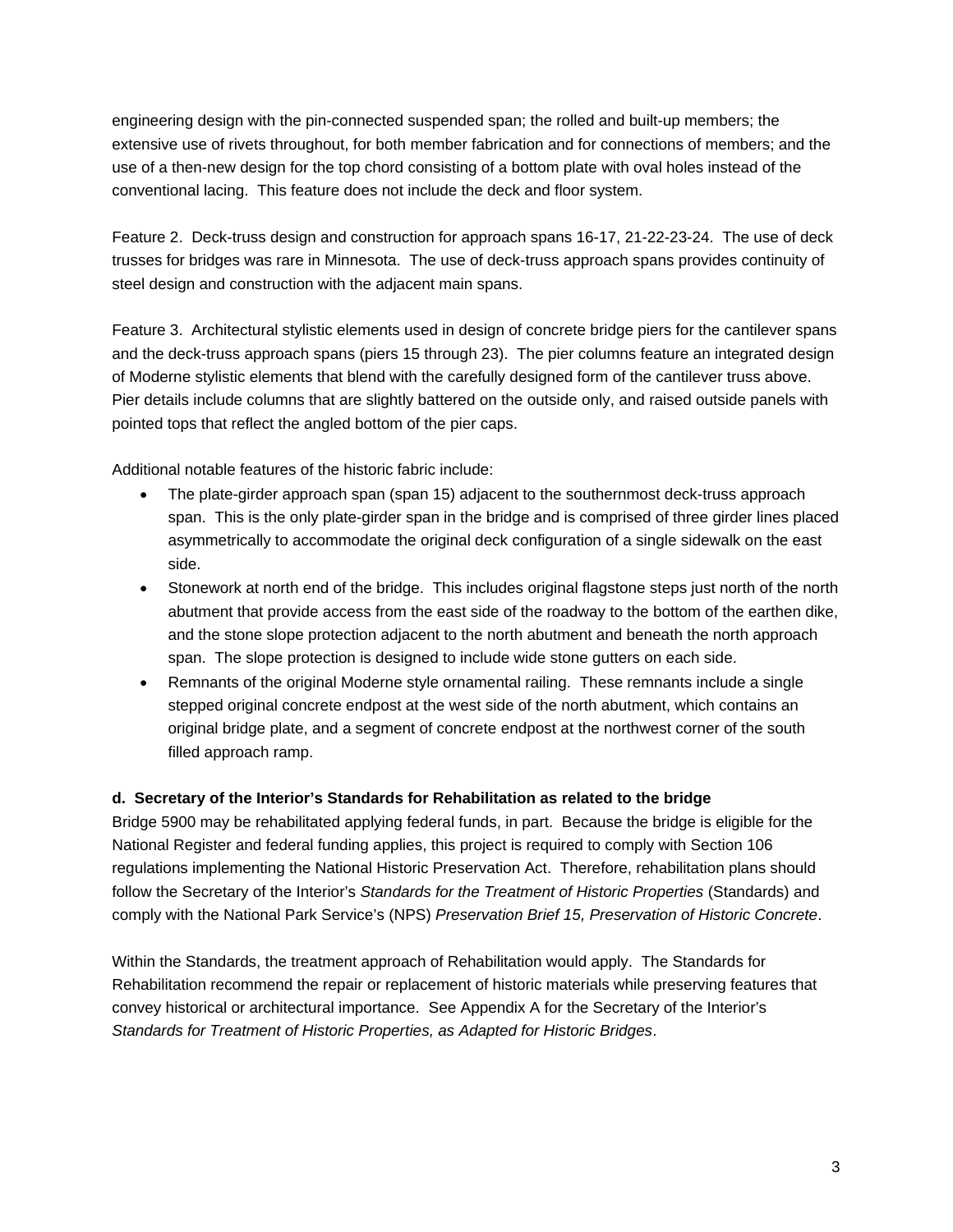engineering design with the pin-connected suspended span; the rolled and built-up members; the extensive use of rivets throughout, for both member fabrication and for connections of members; and the use of a then-new design for the top chord consisting of a bottom plate with oval holes instead of the conventional lacing. This feature does not include the deck and floor system.

Feature 2. Deck-truss design and construction for approach spans 16-17, 21-22-23-24. The use of deck trusses for bridges was rare in Minnesota. The use of deck-truss approach spans provides continuity of steel design and construction with the adjacent main spans.

Feature 3. Architectural stylistic elements used in design of concrete bridge piers for the cantilever spans and the deck-truss approach spans (piers 15 through 23). The pier columns feature an integrated design of Moderne stylistic elements that blend with the carefully designed form of the cantilever truss above. Pier details include columns that are slightly battered on the outside only, and raised outside panels with pointed tops that reflect the angled bottom of the pier caps.

Additional notable features of the historic fabric include:

- The plate-girder approach span (span 15) adjacent to the southernmost deck-truss approach span. This is the only plate-girder span in the bridge and is comprised of three girder lines placed asymmetrically to accommodate the original deck configuration of a single sidewalk on the east side.
- Stonework at north end of the bridge. This includes original flagstone steps just north of the north abutment that provide access from the east side of the roadway to the bottom of the earthen dike, and the stone slope protection adjacent to the north abutment and beneath the north approach span. The slope protection is designed to include wide stone gutters on each side.
- Remnants of the original Moderne style ornamental railing. These remnants include a single stepped original concrete endpost at the west side of the north abutment, which contains an original bridge plate, and a segment of concrete endpost at the northwest corner of the south filled approach ramp.

**d. Secretary of the Interior's Standards for Rehabilitation as related to the bridge**

Bridge 5900 may be rehabilitated applying federal funds, in part. Because the bridge is eligible for the National Register and federal funding applies, this project is required to comply with Section 106 regulations implementing the National Historic Preservation Act. Therefore, rehabilitation plans should follow the Secretary of the Interior's *Standards for the Treatment of Historic Properties* (Standards) and comply with the National Park Service's (NPS) *Preservation Brief 15, Preservation of Historic Concrete*.

Within the Standards, the treatment approach of Rehabilitation would apply. The Standards for Rehabilitation recommend the repair or replacement of historic materials while preserving features that convey historical or architectural importance. See Appendix A for the Secretary of the Interior's *Standards for Treatment of Historic Properties, as Adapted for Historic Bridges*.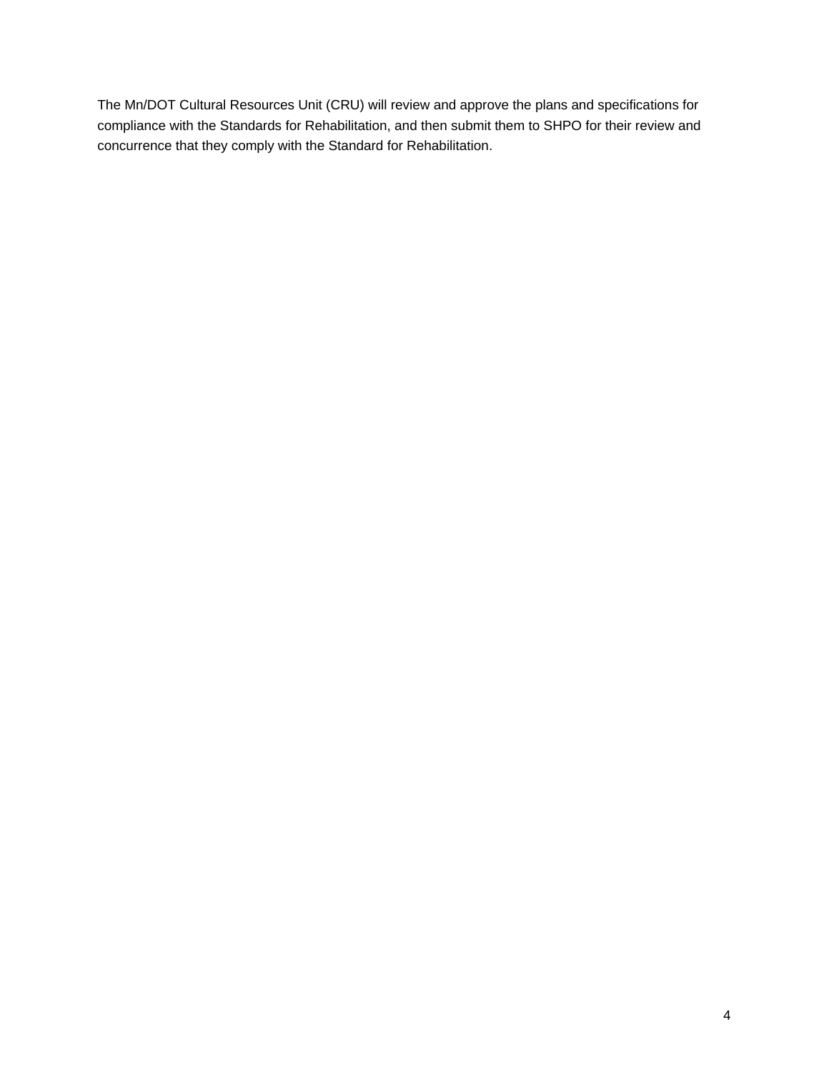The Mn/DOT Cultural Resources Unit (CRU) will review and approve the plans and specifications for compliance with the Standards for Rehabilitation, and then submit them to SHPO for their review and concurrence that they comply with the Standard for Rehabilitation.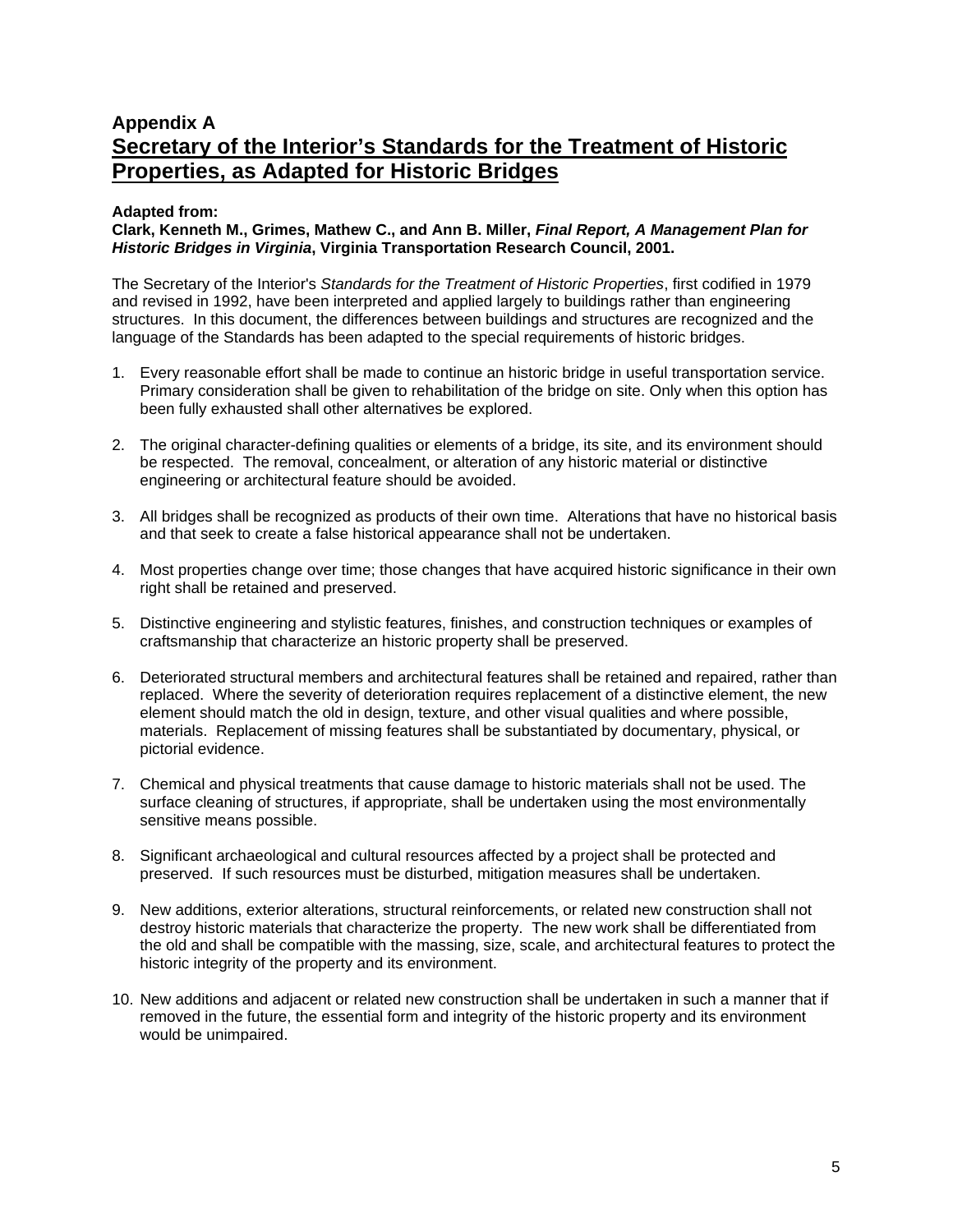## Appendix A

## Secretary of the Interior's Standards for the Treatment of Historic Properties, as Adapted for Historic Bridges

**Adapted from:**
**Clark, Kenneth M., Grimes, Mathew C., and Ann B. Miller, *Final Report, A Management Plan for Historic Bridges in Virginia*, Virginia Transportation Research Council, 2001.**

The Secretary of the Interior's *Standards for the Treatment of Historic Properties*, first codified in 1979 and revised in 1992, have been interpreted and applied largely to buildings rather than engineering structures. In this document, the differences between buildings and structures are recognized and the language of the Standards has been adapted to the special requirements of historic bridges.

1. Every reasonable effort shall be made to continue an historic bridge in useful transportation service. Primary consideration shall be given to rehabilitation of the bridge on site. Only when this option has been fully exhausted shall other alternatives be explored.

2. The original character-defining qualities or elements of a bridge, its site, and its environment should be respected. The removal, concealment, or alteration of any historic material or distinctive engineering or architectural feature should be avoided.

3. All bridges shall be recognized as products of their own time. Alterations that have no historical basis and that seek to create a false historical appearance shall not be undertaken.

4. Most properties change over time; those changes that have acquired historic significance in their own right shall be retained and preserved.

5. Distinctive engineering and stylistic features, finishes, and construction techniques or examples of craftsmanship that characterize an historic property shall be preserved.

6. Deteriorated structural members and architectural features shall be retained and repaired, rather than replaced. Where the severity of deterioration requires replacement of a distinctive element, the new element should match the old in design, texture, and other visual qualities and where possible, materials. Replacement of missing features shall be substantiated by documentary, physical, or pictorial evidence.

7. Chemical and physical treatments that cause damage to historic materials shall not be used. The surface cleaning of structures, if appropriate, shall be undertaken using the most environmentally sensitive means possible.

8. Significant archaeological and cultural resources affected by a project shall be protected and preserved. If such resources must be disturbed, mitigation measures shall be undertaken.

9. New additions, exterior alterations, structural reinforcements, or related new construction shall not destroy historic materials that characterize the property. The new work shall be differentiated from the old and shall be compatible with the massing, size, scale, and architectural features to protect the historic integrity of the property and its environment.

10. New additions and adjacent or related new construction shall be undertaken in such a manner that if removed in the future, the essential form and integrity of the historic property and its environment would be unimpaired.